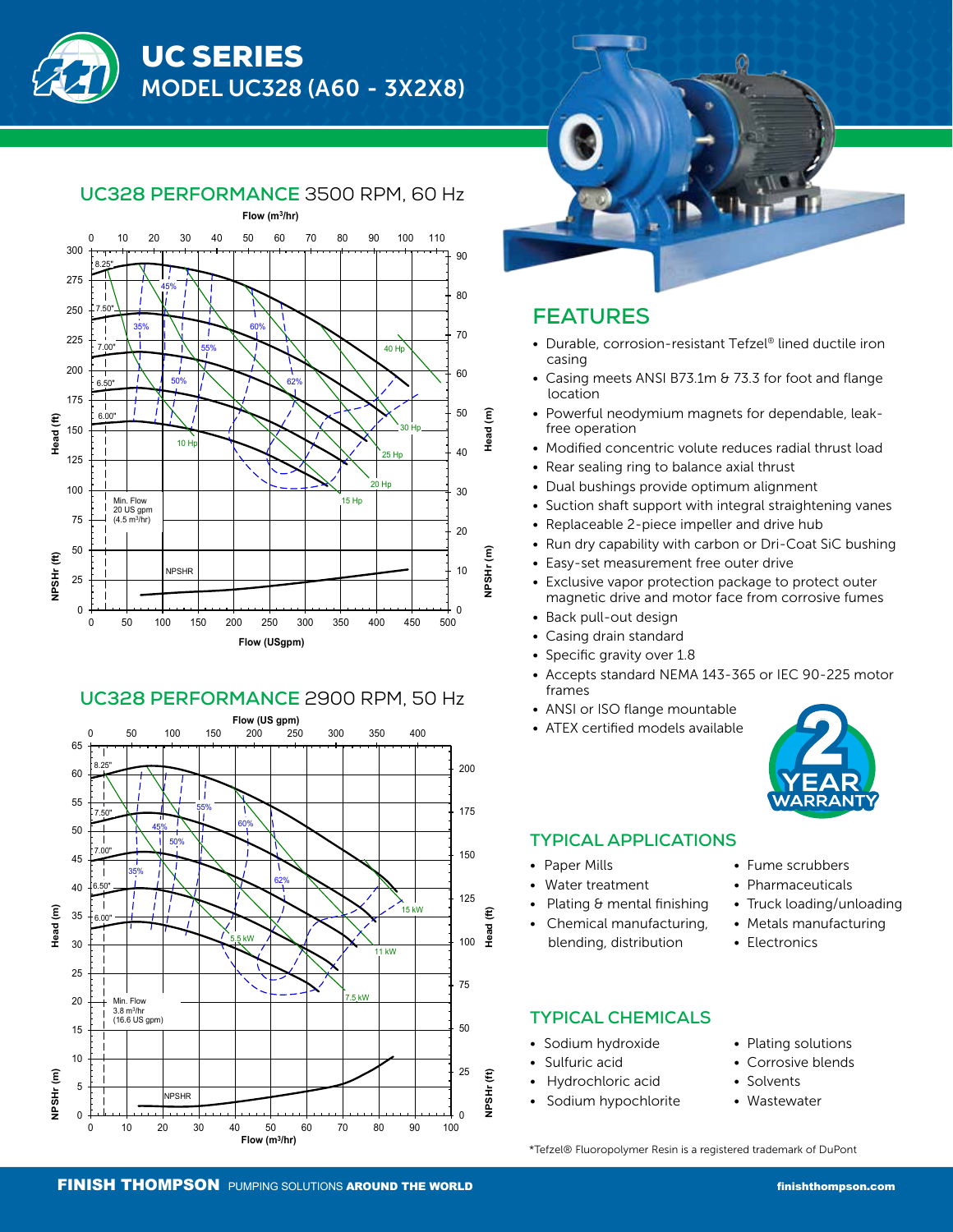# UC SERIES

## MODEL UC328 (A60 - 3X2X8)

## UC328 PERFORMANCE 3500 RPM, 60 Hz

Flow ($m^3$/hr)

Head (ft) | Head (m) | NPSHr (ft) | NPSHr (m)

8.25" · 7.50" · 7.00" · 6.50" · 6.00"

35% · 45% · 50% · 55% · 60% · 62%

10 Hp · 15 Hp · 20 Hp · 25 Hp · 30 Hp · 40 Hp

Min. Flow 20 US gpm (4.5 $m^3$/hr)

NPSHR

Flow (USgpm)

## UC328 PERFORMANCE 2900 RPM, 50 Hz

Flow (US gpm)

Head (m) | Head (ft) | NPSHr (m) | NPSHr (ft)

8.25" · 7.50" · 7.00" · 6.50" · 6.00"

35% · 45% · 50% · 55% · 60% · 62%

5.5 kW · 7.5 kW · 11 kW · 15 kW

Min. Flow 3.8 $m^3$/hr (16.6 US gpm)

NPSHR

Flow ($m^3$/hr)

## FEATURES

- Durable, corrosion-resistant Tefzel® lined ductile iron casing
- Casing meets ANSI B73.1m & 73.3 for foot and flange location
- Powerful neodymium magnets for dependable, leak-free operation
- Modified concentric volute reduces radial thrust load
- Rear sealing ring to balance axial thrust
- Dual bushings provide optimum alignment
- Suction shaft support with integral straightening vanes
- Replaceable 2-piece impeller and drive hub
- Run dry capability with carbon or Dri-Coat SiC bushing
- Easy-set measurement free outer drive
- Exclusive vapor protection package to protect outer magnetic drive and motor face from corrosive fumes
- Back pull-out design
- Casing drain standard
- Specific gravity over 1.8
- Accepts standard NEMA 143-365 or IEC 90-225 motor frames
- ANSI or ISO flange mountable
- ATEX certified models available

2 YEAR WARRANTY

## TYPICAL APPLICATIONS

- Paper Mills
- Water treatment
- Plating & mental finishing
- Chemical manufacturing, blending, distribution
- Fume scrubbers
- Pharmaceuticals
- Truck loading/unloading
- Metals manufacturing
- Electronics

## TYPICAL CHEMICALS

- Sodium hydroxide
- Sulfuric acid
- Hydrochloric acid
- Sodium hypochlorite
- Plating solutions
- Corrosive blends
- Solvents
- Wastewater

*Tefzel® Fluoropolymer Resin is a registered trademark of DuPont

**FINISH THOMPSON** PUMPING SOLUTIONS **AROUND THE WORLD** **finishthompson.com**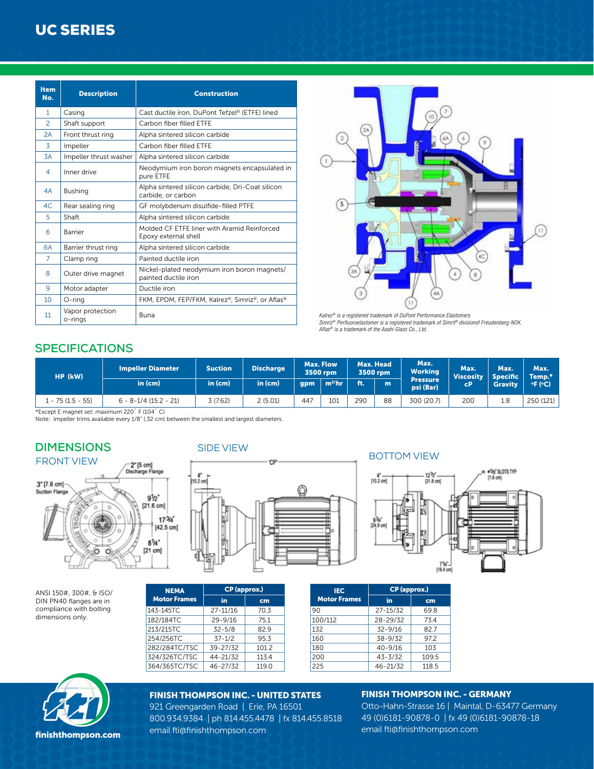# UC SERIES

| Item No. | Description | Construction |
|---|---|---|
| 1 | Casing | Cast ductile iron, DuPont Tefzel® (ETFE) lined |
| 2 | Shaft support | Carbon fiber filled ETFE |
| 2A | Front thrust ring | Alpha sintered silicon carbide |
| 3 | Impeller | Carbon fiber filled ETFE |
| 3A | Impeller thrust washer | Alpha sintered silicon carbide |
| 4 | Inner drive | Neodymium iron boron magnets encapsulated in pure ETFE |
| 4A | Bushing | Alpha sintered silicon carbide, Dri-Coat silicon carbide, or carbon |
| 4C | Rear sealing ring | GF molybdenum disulfide-filled PTFE |
| 5 | Shaft | Alpha sintered silicon carbide |
| 6 | Barrier | Molded CF ETFE liner with Aramid Reinforced Epoxy external shell |
| 6A | Barrier thrust ring | Alpha sintered silicon carbide |
| 7 | Clamp ring | Painted ductile iron |
| 8 | Outer drive magnet | Nickel-plated neodymium iron boron magnets/ painted ductile iron |
| 9 | Motor adapter | Ductile iron |
| 10 | O-ring | FKM, EPDM, FEP/FKM, Kalrez®, Simriz®, or Aflas® |
| 11 | Vapor protection o-rings | Buna |

*Kalrez® is a registered trademark of DuPont Performance Elastomers*
*Simriz® Perfluoroelastomer is a registered trademark of Simrit® divisionof Freudenberg-NOK.*
*Aflas® is a trademark of the Asahi Glass Co., Ltd.*

## SPECIFICATIONS

| HP (kW) | Impeller Diameter in (cm) | Suction in (cm) | Discharge in (cm) | Max. Flow 3500 rpm | | Max. Head 3500 rpm | | Max. Working Pressure psi (Bar) | Max. Viscosity cP | Max. Specific Gravity | Max. Temp.* °F (°C) |
|---|---|---|---|---|---|---|---|---|---|---|---|
| | | | | gpm | $m^3/hr$ | ft. | m | | | | |
| 1 - 75 (1.5 - 55) | 6 - 8-1/4 (15.2 - 21) | 3 (7.62) | 2 (5.01) | 447 | 101 | 290 | 88 | 300 (20.7) | 200 | 1.8 | 250 (121) |

*Except E magnet set: maximum 220˚ F (104˚ C)

Note: Impeller trims available every 1/8" (.32 cm) between the smallest and largest diameters.

## DIMENSIONS

FRONT VIEW

2" [5 cm] Discharge Flange
3" [7.6 cm] Suction Flange
9½" [21.6 cm]
17¾" [42.5 cm]
8¼" [21 cm]

SIDE VIEW

'CP'
4" [10.2 cm]

BOTTOM VIEW

4" [10.2 cm]
12½" [31.8 cm]
⅝" SLOTS TYP [1.6 cm]
9¾" [24.8 cm]
7¼" [18.4 cm]

ANSI 150#, 300#, & ISO/ DIN PN40 flanges are in compliance with bolting dimensions only.

| NEMA Motor Frames | CP (approx.) in | CP (approx.) cm |
|---|---|---|
| 143-145TC | 27-11/16 | 70.3 |
| 182/184TC | 29-9/16 | 75.1 |
| 213/215TC | 32-5/8 | 82.9 |
| 254/256TC | 37-1/2 | 95.3 |
| 282/284TC/TSC | 39-27/32 | 101.2 |
| 324/326TC/TSC | 44-21/32 | 113.4 |
| 364/365TC/TSC | 46-27/32 | 119.0 |

| IEC Motor Frames | CP (approx.) in | CP (approx.) cm |
|---|---|---|
| 90 | 27-15/32 | 69.8 |
| 100/112 | 28-29/32 | 73.4 |
| 132 | 32-9/16 | 82.7 |
| 160 | 38-9/32 | 97.2 |
| 180 | 40-9/16 | 103 |
| 200 | 43-3/32 | 109.5 |
| 225 | 46-21/32 | 118.5 |

finishthompson.com

**FINISH THOMPSON INC. - UNITED STATES**
921 Greengarden Road | Erie, PA 16501
800.934.9384 | ph 814.455.4478 | fx 814.455.8518
email fti@finishthompson.com

**FINISH THOMPSON INC. - GERMANY**
Otto-Hahn-Strasse 16 | Maintal, D-63477 Germany
49 (0)6181-90878-0 | fx 49 (0)6181-90878-18
email fti@finishthompson.com